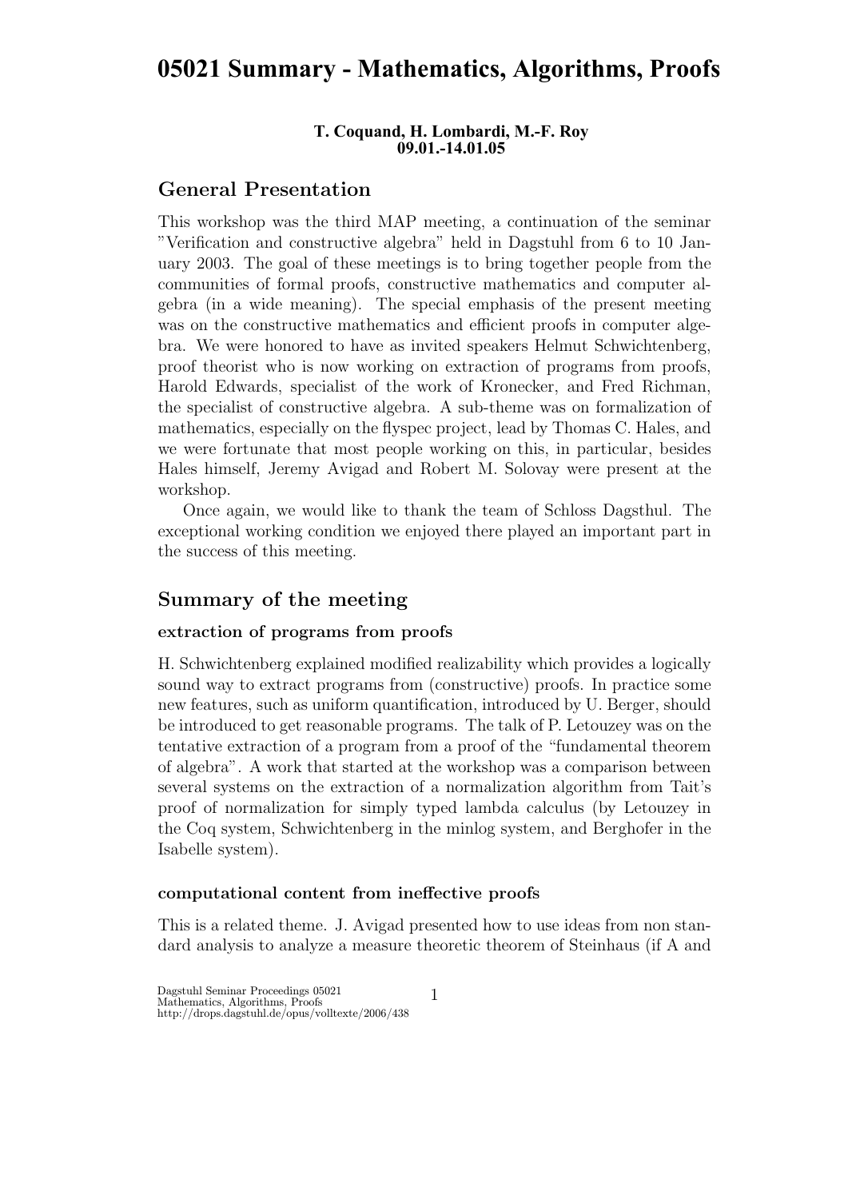# 05021 Summary - Mathematics, Algorithms, Proofs

**T. Coquand, H. Lombardi, M.-F. Roy**
**09.01.-14.01.05**

## General Presentation

This workshop was the third MAP meeting, a continuation of the seminar "Verification and constructive algebra" held in Dagstuhl from 6 to 10 January 2003. The goal of these meetings is to bring together people from the communities of formal proofs, constructive mathematics and computer algebra (in a wide meaning). The special emphasis of the present meeting was on the constructive mathematics and efficient proofs in computer algebra. We were honored to have as invited speakers Helmut Schwichtenberg, proof theorist who is now working on extraction of programs from proofs, Harold Edwards, specialist of the work of Kronecker, and Fred Richman, the specialist of constructive algebra. A sub-theme was on formalization of mathematics, especially on the flyspec project, lead by Thomas C. Hales, and we were fortunate that most people working on this, in particular, besides Hales himself, Jeremy Avigad and Robert M. Solovay were present at the workshop.

Once again, we would like to thank the team of Schloss Dagsthul. The exceptional working condition we enjoyed there played an important part in the success of this meeting.

## Summary of the meeting

### extraction of programs from proofs

H. Schwichtenberg explained modified realizability which provides a logically sound way to extract programs from (constructive) proofs. In practice some new features, such as uniform quantification, introduced by U. Berger, should be introduced to get reasonable programs. The talk of P. Letouzey was on the tentative extraction of a program from a proof of the "fundamental theorem of algebra". A work that started at the workshop was a comparison between several systems on the extraction of a normalization algorithm from Tait's proof of normalization for simply typed lambda calculus (by Letouzey in the Coq system, Schwichtenberg in the minlog system, and Berghofer in the Isabelle system).

### computational content from ineffective proofs

This is a related theme. J. Avigad presented how to use ideas from non standard analysis to analyze a measure theoretic theorem of Steinhaus (if A and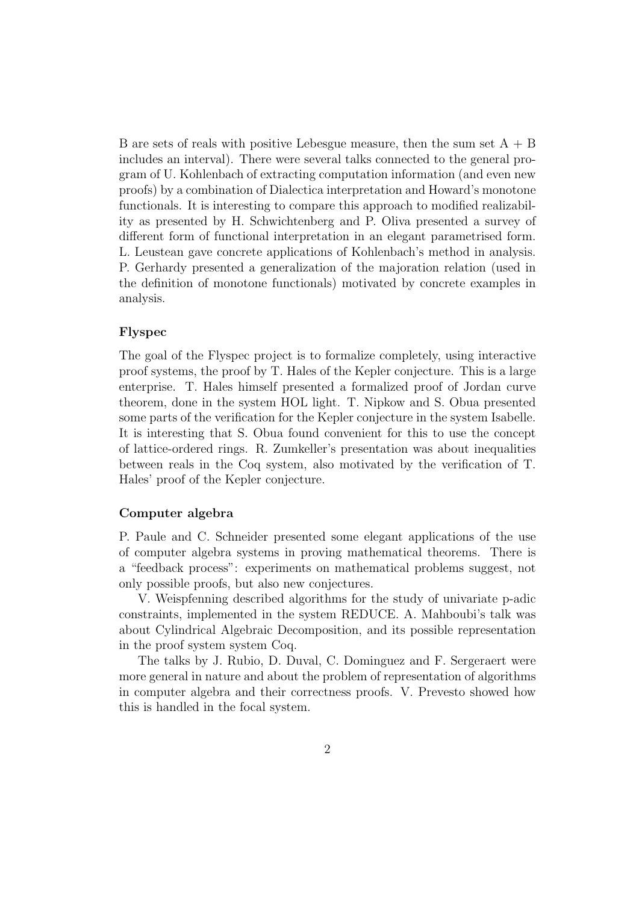B are sets of reals with positive Lebesgue measure, then the sum set A + B includes an interval). There were several talks connected to the general program of U. Kohlenbach of extracting computation information (and even new proofs) by a combination of Dialectica interpretation and Howard's monotone functionals. It is interesting to compare this approach to modified realizability as presented by H. Schwichtenberg and P. Oliva presented a survey of different form of functional interpretation in an elegant parametrised form. L. Leustean gave concrete applications of Kohlenbach's method in analysis. P. Gerhardy presented a generalization of the majoration relation (used in the definition of monotone functionals) motivated by concrete examples in analysis.

### Flyspec

The goal of the Flyspec project is to formalize completely, using interactive proof systems, the proof by T. Hales of the Kepler conjecture. This is a large enterprise. T. Hales himself presented a formalized proof of Jordan curve theorem, done in the system HOL light. T. Nipkow and S. Obua presented some parts of the verification for the Kepler conjecture in the system Isabelle. It is interesting that S. Obua found convenient for this to use the concept of lattice-ordered rings. R. Zumkeller's presentation was about inequalities between reals in the Coq system, also motivated by the verification of T. Hales' proof of the Kepler conjecture.

### Computer algebra

P. Paule and C. Schneider presented some elegant applications of the use of computer algebra systems in proving mathematical theorems. There is a "feedback process": experiments on mathematical problems suggest, not only possible proofs, but also new conjectures.

V. Weispfenning described algorithms for the study of univariate p-adic constraints, implemented in the system REDUCE. A. Mahboubi's talk was about Cylindrical Algebraic Decomposition, and its possible representation in the proof system system Coq.

The talks by J. Rubio, D. Duval, C. Dominguez and F. Sergeraert were more general in nature and about the problem of representation of algorithms in computer algebra and their correctness proofs. V. Prevesto showed how this is handled in the focal system.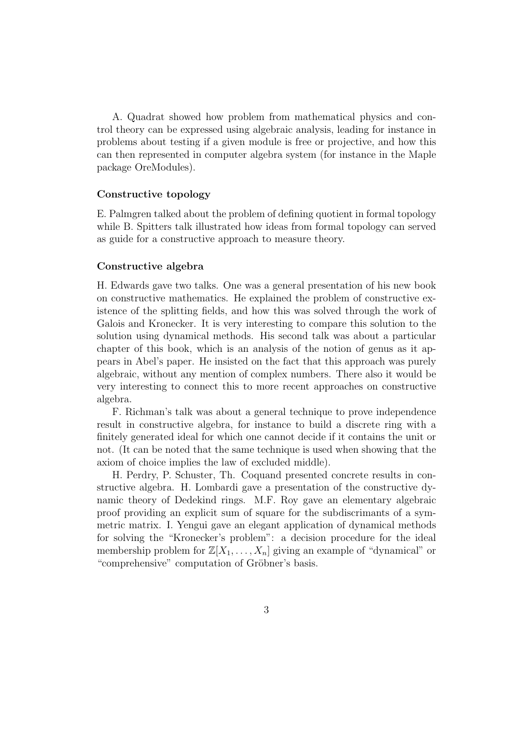A. Quadrat showed how problem from mathematical physics and control theory can be expressed using algebraic analysis, leading for instance in problems about testing if a given module is free or projective, and how this can then represented in computer algebra system (for instance in the Maple package OreModules).

### Constructive topology

E. Palmgren talked about the problem of defining quotient in formal topology while B. Spitters talk illustrated how ideas from formal topology can served as guide for a constructive approach to measure theory.

### Constructive algebra

H. Edwards gave two talks. One was a general presentation of his new book on constructive mathematics. He explained the problem of constructive existence of the splitting fields, and how this was solved through the work of Galois and Kronecker. It is very interesting to compare this solution to the solution using dynamical methods. His second talk was about a particular chapter of this book, which is an analysis of the notion of genus as it appears in Abel's paper. He insisted on the fact that this approach was purely algebraic, without any mention of complex numbers. There also it would be very interesting to connect this to more recent approaches on constructive algebra.

F. Richman's talk was about a general technique to prove independence result in constructive algebra, for instance to build a discrete ring with a finitely generated ideal for which one cannot decide if it contains the unit or not. (It can be noted that the same technique is used when showing that the axiom of choice implies the law of excluded middle).

H. Perdry, P. Schuster, Th. Coquand presented concrete results in constructive algebra. H. Lombardi gave a presentation of the constructive dynamic theory of Dedekind rings. M.F. Roy gave an elementary algebraic proof providing an explicit sum of square for the subdiscrimants of a symmetric matrix. I. Yengui gave an elegant application of dynamical methods for solving the "Kronecker's problem": a decision procedure for the ideal membership problem for $\mathbb{Z}[X_1, \ldots, X_n]$ giving an example of "dynamical" or "comprehensive" computation of Gröbner's basis.